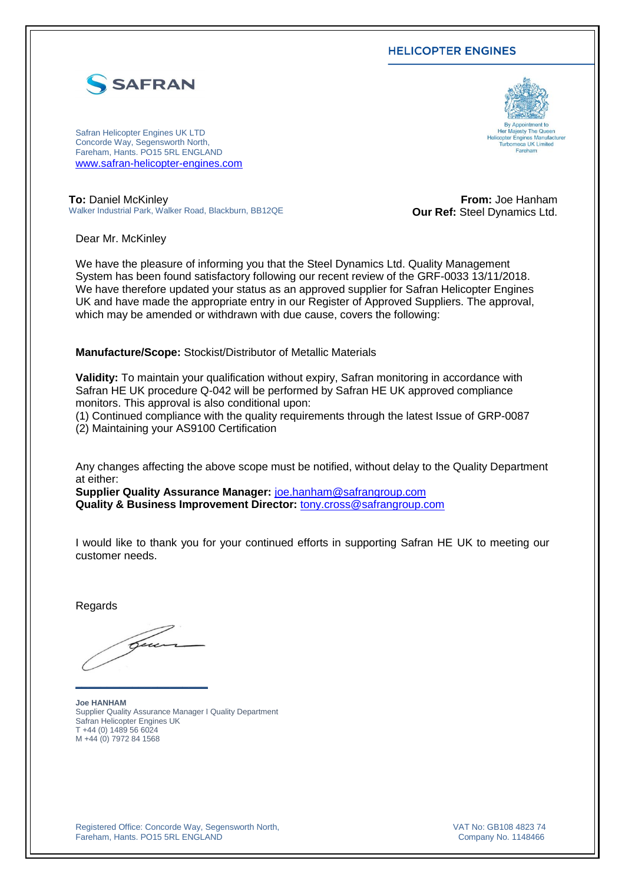HELICOPTER ENGINES

SAFRAN

Safran Helicopter Engines UK LTD
Concorde Way, Segensworth North,
Fareham, Hants. PO15 5RL ENGLAND
www.safran-helicopter-engines.com

By Appointment to
Her Majesty The Queen
Helicopter Engines Manufacturer
Turbomeca UK Limited
Fareham

**To:** Daniel McKinley
Walker Industrial Park, Walker Road, Blackburn, BB12QE

**From:** Joe Hanham
**Our Ref:** Steel Dynamics Ltd.

Dear Mr. McKinley

We have the pleasure of informing you that the Steel Dynamics Ltd. Quality Management System has been found satisfactory following our recent review of the GRF-0033 13/11/2018. We have therefore updated your status as an approved supplier for Safran Helicopter Engines UK and have made the appropriate entry in our Register of Approved Suppliers. The approval, which may be amended or withdrawn with due cause, covers the following:

**Manufacture/Scope:** Stockist/Distributor of Metallic Materials

**Validity:** To maintain your qualification without expiry, Safran monitoring in accordance with Safran HE UK procedure Q-042 will be performed by Safran HE UK approved compliance monitors. This approval is also conditional upon:
(1) Continued compliance with the quality requirements through the latest Issue of GRP-0087
(2) Maintaining your AS9100 Certification

Any changes affecting the above scope must be notified, without delay to the Quality Department at either:
**Supplier Quality Assurance Manager:** joe.hanham@safrangroup.com
**Quality & Business Improvement Director:** tony.cross@safrangroup.com

I would like to thank you for your continued efforts in supporting Safran HE UK to meeting our customer needs.

Regards

**Joe HANHAM**
Supplier Quality Assurance Manager I Quality Department
Safran Helicopter Engines UK
T +44 (0) 1489 56 6024
M +44 (0) 7972 84 1568

Registered Office: Concorde Way, Segensworth North,
Fareham, Hants. PO15 5RL ENGLAND

VAT No: GB108 4823 74
Company No. 1148466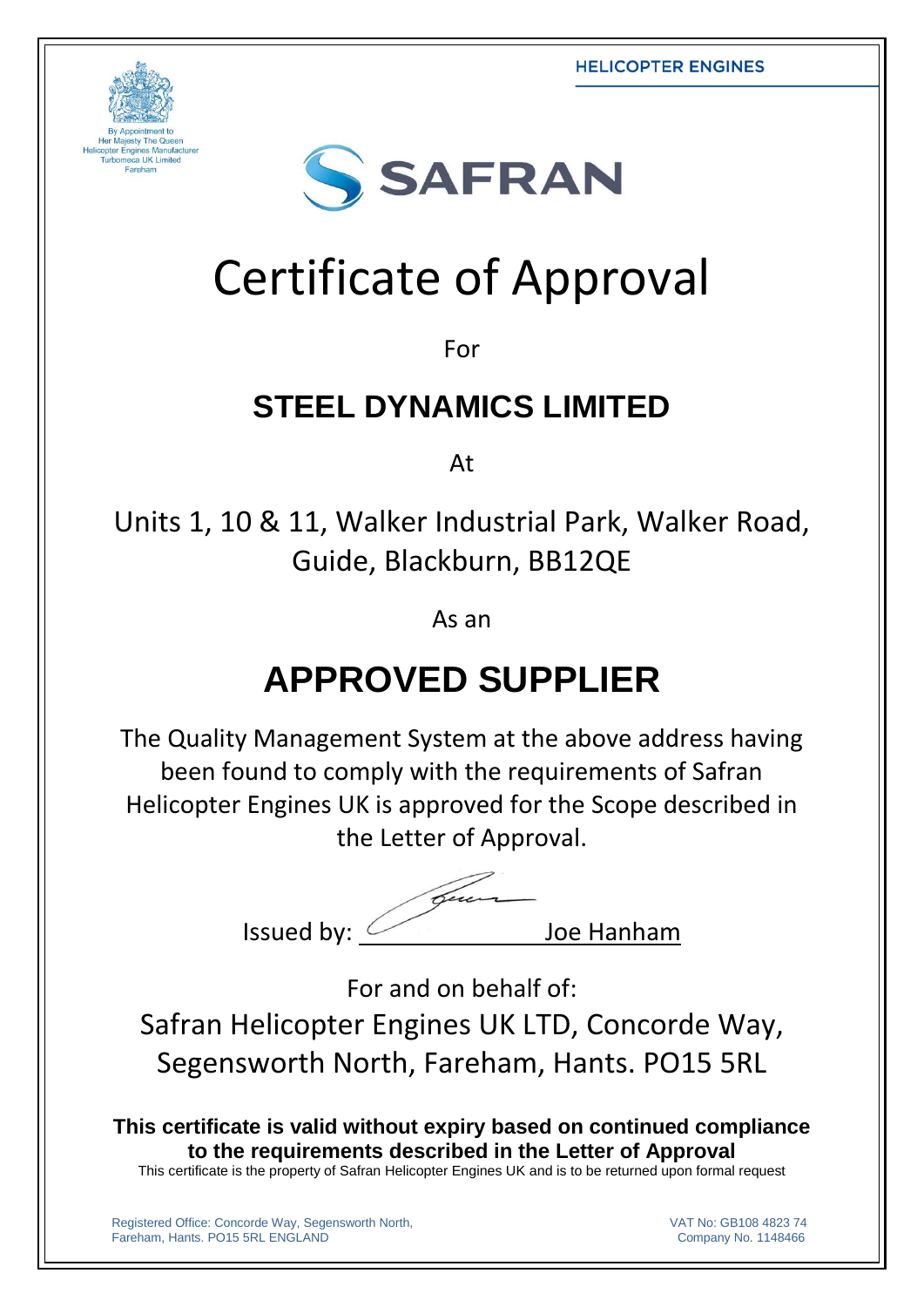By Appointment to
Her Majesty The Queen
Helicopter Engines Manufacturer
Turbomeca UK Limited
Fareham

HELICOPTER ENGINES

SAFRAN

# Certificate of Approval

For

## STEEL DYNAMICS LIMITED

At

Units 1, 10 & 11, Walker Industrial Park, Walker Road, Guide, Blackburn, BB12QE

As an

## APPROVED SUPPLIER

The Quality Management System at the above address having been found to comply with the requirements of Safran Helicopter Engines UK is approved for the Scope described in the Letter of Approval.

Issued by: Joe Hanham

For and on behalf of:

Safran Helicopter Engines UK LTD, Concorde Way, Segensworth North, Fareham, Hants. PO15 5RL

**This certificate is valid without expiry based on continued compliance to the requirements described in the Letter of Approval**

This certificate is the property of Safran Helicopter Engines UK and is to be returned upon formal request

Registered Office: Concorde Way, Segensworth North, Fareham, Hants. PO15 5RL ENGLAND

VAT No: GB108 4823 74
Company No. 1148466